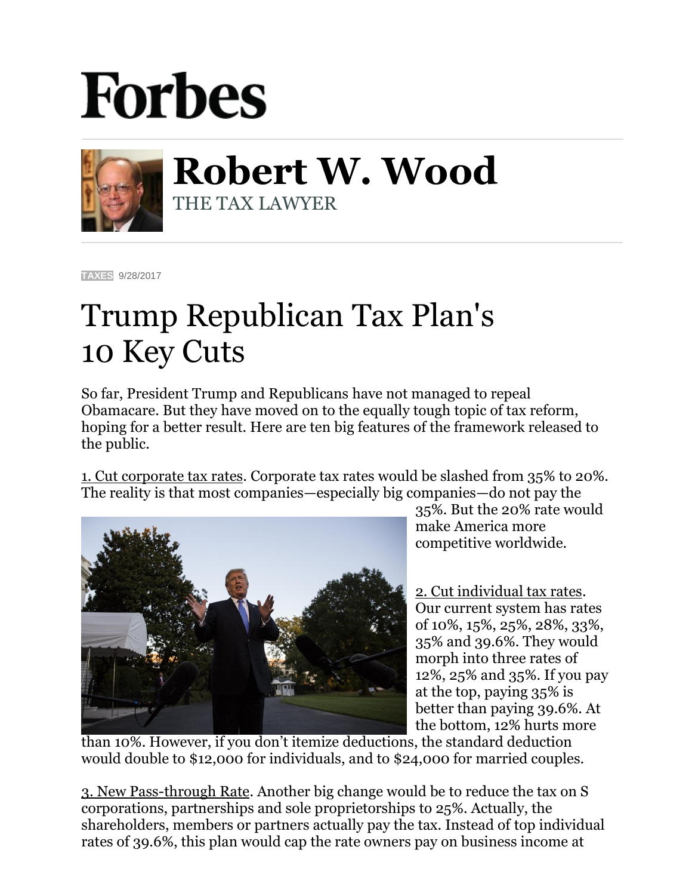# Forbes

## Robert W. Wood

THE TAX LAWYER

TAXES 9/28/2017

# Trump Republican Tax Plan's 10 Key Cuts

So far, President Trump and Republicans have not managed to repeal Obamacare. But they have moved on to the equally tough topic of tax reform, hoping for a better result. Here are ten big features of the framework released to the public.

1. Cut corporate tax rates. Corporate tax rates would be slashed from 35% to 20%. The reality is that most companies—especially big companies—do not pay the 35%. But the 20% rate would make America more competitive worldwide.

2. Cut individual tax rates. Our current system has rates of 10%, 15%, 25%, 28%, 33%, 35% and 39.6%. They would morph into three rates of 12%, 25% and 35%. If you pay at the top, paying 35% is better than paying 39.6%. At the bottom, 12% hurts more than 10%. However, if you don't itemize deductions, the standard deduction would double to $12,000 for individuals, and to $24,000 for married couples.

3. New Pass-through Rate. Another big change would be to reduce the tax on S corporations, partnerships and sole proprietorships to 25%. Actually, the shareholders, members or partners actually pay the tax. Instead of top individual rates of 39.6%, this plan would cap the rate owners pay on business income at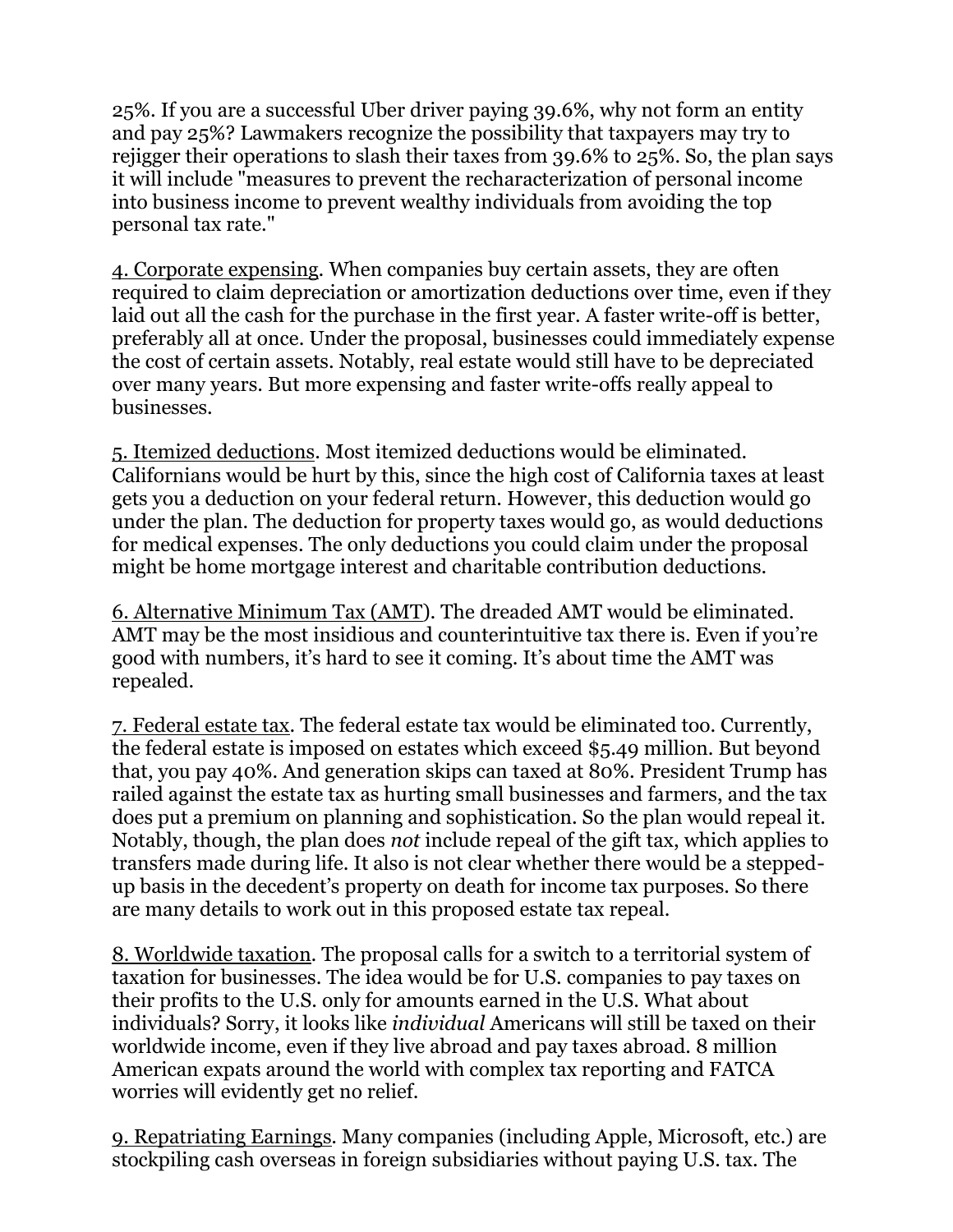25%. If you are a successful Uber driver paying 39.6%, why not form an entity and pay 25%? Lawmakers recognize the possibility that taxpayers may try to rejigger their operations to slash their taxes from 39.6% to 25%. So, the plan says it will include "measures to prevent the recharacterization of personal income into business income to prevent wealthy individuals from avoiding the top personal tax rate."

<u>4. Corporate expensing</u>. When companies buy certain assets, they are often required to claim depreciation or amortization deductions over time, even if they laid out all the cash for the purchase in the first year. A faster write-off is better, preferably all at once. Under the proposal, businesses could immediately expense the cost of certain assets. Notably, real estate would still have to be depreciated over many years. But more expensing and faster write-offs really appeal to businesses.

<u>5. Itemized deductions</u>. Most itemized deductions would be eliminated. Californians would be hurt by this, since the high cost of California taxes at least gets you a deduction on your federal return. However, this deduction would go under the plan. The deduction for property taxes would go, as would deductions for medical expenses. The only deductions you could claim under the proposal might be home mortgage interest and charitable contribution deductions.

<u>6. Alternative Minimum Tax (AMT)</u>. The dreaded AMT would be eliminated. AMT may be the most insidious and counterintuitive tax there is. Even if you're good with numbers, it's hard to see it coming. It's about time the AMT was repealed.

<u>7. Federal estate tax</u>. The federal estate tax would be eliminated too. Currently, the federal estate is imposed on estates which exceed $5.49 million. But beyond that, you pay 40%. And generation skips can taxed at 80%. President Trump has railed against the estate tax as hurting small businesses and farmers, and the tax does put a premium on planning and sophistication. So the plan would repeal it. Notably, though, the plan does *not* include repeal of the gift tax, which applies to transfers made during life. It also is not clear whether there would be a stepped-up basis in the decedent's property on death for income tax purposes. So there are many details to work out in this proposed estate tax repeal.

<u>8. Worldwide taxation</u>. The proposal calls for a switch to a territorial system of taxation for businesses. The idea would be for U.S. companies to pay taxes on their profits to the U.S. only for amounts earned in the U.S. What about individuals? Sorry, it looks like *individual* Americans will still be taxed on their worldwide income, even if they live abroad and pay taxes abroad. 8 million American expats around the world with complex tax reporting and FATCA worries will evidently get no relief.

<u>9. Repatriating Earnings</u>. Many companies (including Apple, Microsoft, etc.) are stockpiling cash overseas in foreign subsidiaries without paying U.S. tax. The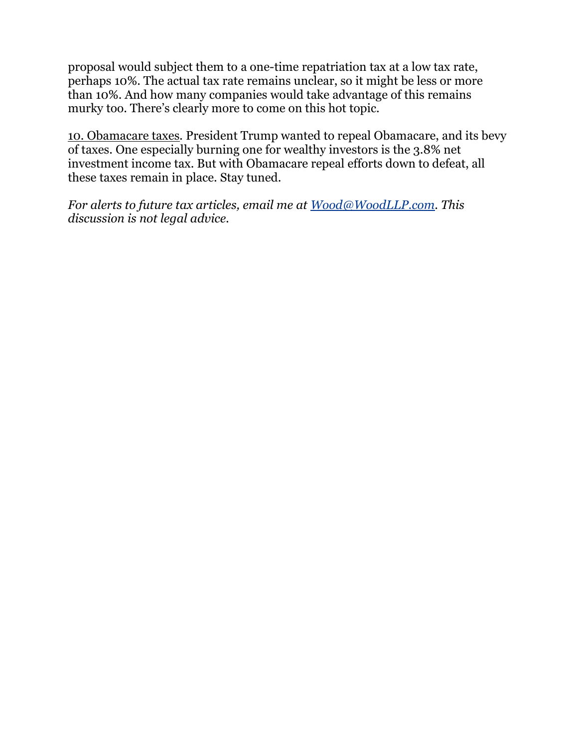proposal would subject them to a one-time repatriation tax at a low tax rate, perhaps 10%. The actual tax rate remains unclear, so it might be less or more than 10%. And how many companies would take advantage of this remains murky too. There's clearly more to come on this hot topic.

<u>10. Obamacare taxes</u>. President Trump wanted to repeal Obamacare, and its bevy of taxes. One especially burning one for wealthy investors is the 3.8% net investment income tax. But with Obamacare repeal efforts down to defeat, all these taxes remain in place. Stay tuned.

*For alerts to future tax articles, email me at [Wood@WoodLLP.com](mailto:Wood@WoodLLP.com). This discussion is not legal advice.*